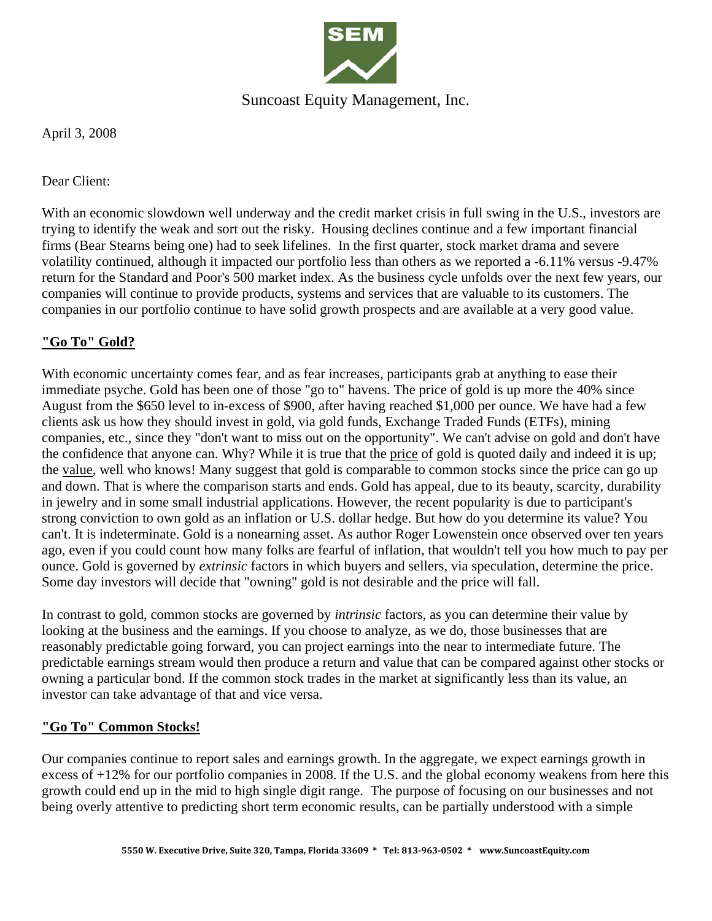Suncoast Equity Management, Inc.

April 3, 2008

Dear Client:

With an economic slowdown well underway and the credit market crisis in full swing in the U.S., investors are trying to identify the weak and sort out the risky. Housing declines continue and a few important financial firms (Bear Stearns being one) had to seek lifelines. In the first quarter, stock market drama and severe volatility continued, although it impacted our portfolio less than others as we reported a -6.11% versus -9.47% return for the Standard and Poor's 500 market index. As the business cycle unfolds over the next few years, our companies will continue to provide products, systems and services that are valuable to its customers. The companies in our portfolio continue to have solid growth prospects and are available at a very good value.

## "Go To" Gold?

With economic uncertainty comes fear, and as fear increases, participants grab at anything to ease their immediate psyche. Gold has been one of those "go to" havens. The price of gold is up more the 40% since August from the $650 level to in-excess of $900, after having reached $1,000 per ounce. We have had a few clients ask us how they should invest in gold, via gold funds, Exchange Traded Funds (ETFs), mining companies, etc., since they "don't want to miss out on the opportunity". We can't advise on gold and don't have the confidence that anyone can. Why? While it is true that the <u>price</u> of gold is quoted daily and indeed it is up; the <u>value</u>, well who knows! Many suggest that gold is comparable to common stocks since the price can go up and down. That is where the comparison starts and ends. Gold has appeal, due to its beauty, scarcity, durability in jewelry and in some small industrial applications. However, the recent popularity is due to participant's strong conviction to own gold as an inflation or U.S. dollar hedge. But how do you determine its value? You can't. It is indeterminate. Gold is a nonearning asset. As author Roger Lowenstein once observed over ten years ago, even if you could count how many folks are fearful of inflation, that wouldn't tell you how much to pay per ounce. Gold is governed by *extrinsic* factors in which buyers and sellers, via speculation, determine the price. Some day investors will decide that "owning" gold is not desirable and the price will fall.

In contrast to gold, common stocks are governed by *intrinsic* factors, as you can determine their value by looking at the business and the earnings. If you choose to analyze, as we do, those businesses that are reasonably predictable going forward, you can project earnings into the near to intermediate future. The predictable earnings stream would then produce a return and value that can be compared against other stocks or owning a particular bond. If the common stock trades in the market at significantly less than its value, an investor can take advantage of that and vice versa.

## "Go To" Common Stocks!

Our companies continue to report sales and earnings growth. In the aggregate, we expect earnings growth in excess of +12% for our portfolio companies in 2008. If the U.S. and the global economy weakens from here this growth could end up in the mid to high single digit range. The purpose of focusing on our businesses and not being overly attentive to predicting short term economic results, can be partially understood with a simple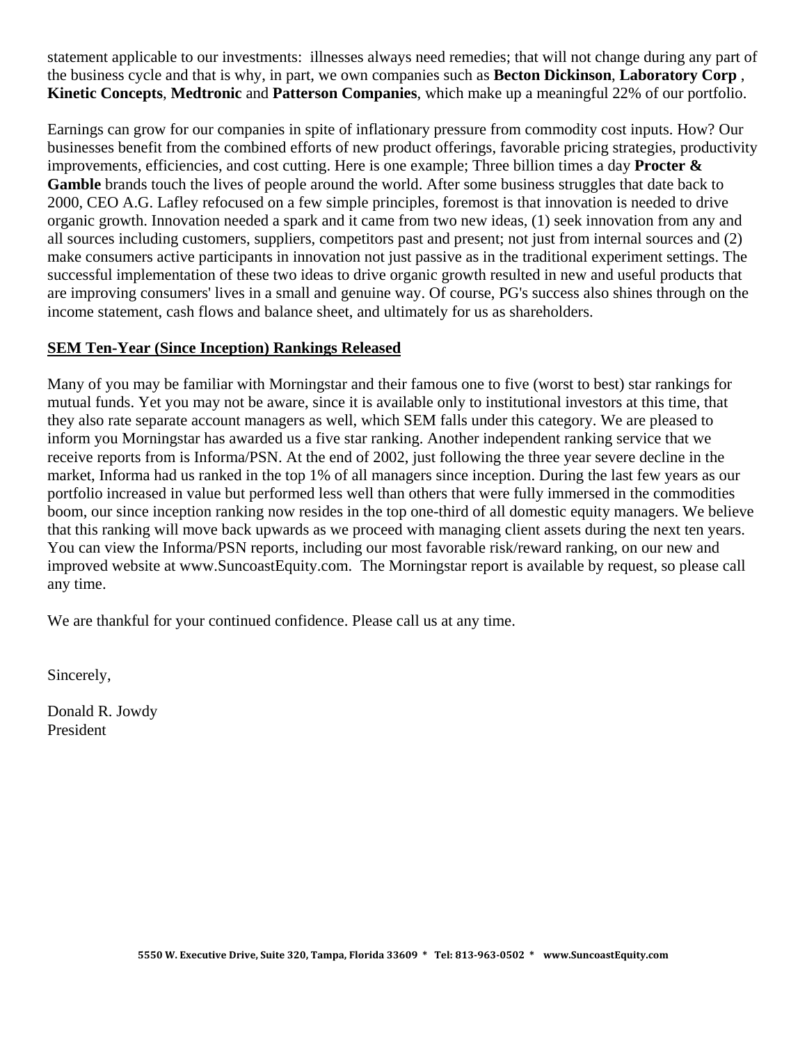statement applicable to our investments: illnesses always need remedies; that will not change during any part of the business cycle and that is why, in part, we own companies such as **Becton Dickinson**, **Laboratory Corp** , **Kinetic Concepts**, **Medtronic** and **Patterson Companies**, which make up a meaningful 22% of our portfolio.

Earnings can grow for our companies in spite of inflationary pressure from commodity cost inputs. How? Our businesses benefit from the combined efforts of new product offerings, favorable pricing strategies, productivity improvements, efficiencies, and cost cutting. Here is one example; Three billion times a day **Procter & Gamble** brands touch the lives of people around the world. After some business struggles that date back to 2000, CEO A.G. Lafley refocused on a few simple principles, foremost is that innovation is needed to drive organic growth. Innovation needed a spark and it came from two new ideas, (1) seek innovation from any and all sources including customers, suppliers, competitors past and present; not just from internal sources and (2) make consumers active participants in innovation not just passive as in the traditional experiment settings. The successful implementation of these two ideas to drive organic growth resulted in new and useful products that are improving consumers' lives in a small and genuine way. Of course, PG's success also shines through on the income statement, cash flows and balance sheet, and ultimately for us as shareholders.

## SEM Ten-Year (Since Inception) Rankings Released

Many of you may be familiar with Morningstar and their famous one to five (worst to best) star rankings for mutual funds. Yet you may not be aware, since it is available only to institutional investors at this time, that they also rate separate account managers as well, which SEM falls under this category. We are pleased to inform you Morningstar has awarded us a five star ranking. Another independent ranking service that we receive reports from is Informa/PSN. At the end of 2002, just following the three year severe decline in the market, Informa had us ranked in the top 1% of all managers since inception. During the last few years as our portfolio increased in value but performed less well than others that were fully immersed in the commodities boom, our since inception ranking now resides in the top one-third of all domestic equity managers. We believe that this ranking will move back upwards as we proceed with managing client assets during the next ten years. You can view the Informa/PSN reports, including our most favorable risk/reward ranking, on our new and improved website at www.SuncoastEquity.com. The Morningstar report is available by request, so please call any time.

We are thankful for your continued confidence. Please call us at any time.

Sincerely,

Donald R. Jowdy
President

**5550 W. Executive Drive, Suite 320, Tampa, Florida 33609 * Tel: 813-963-0502 * www.SuncoastEquity.com**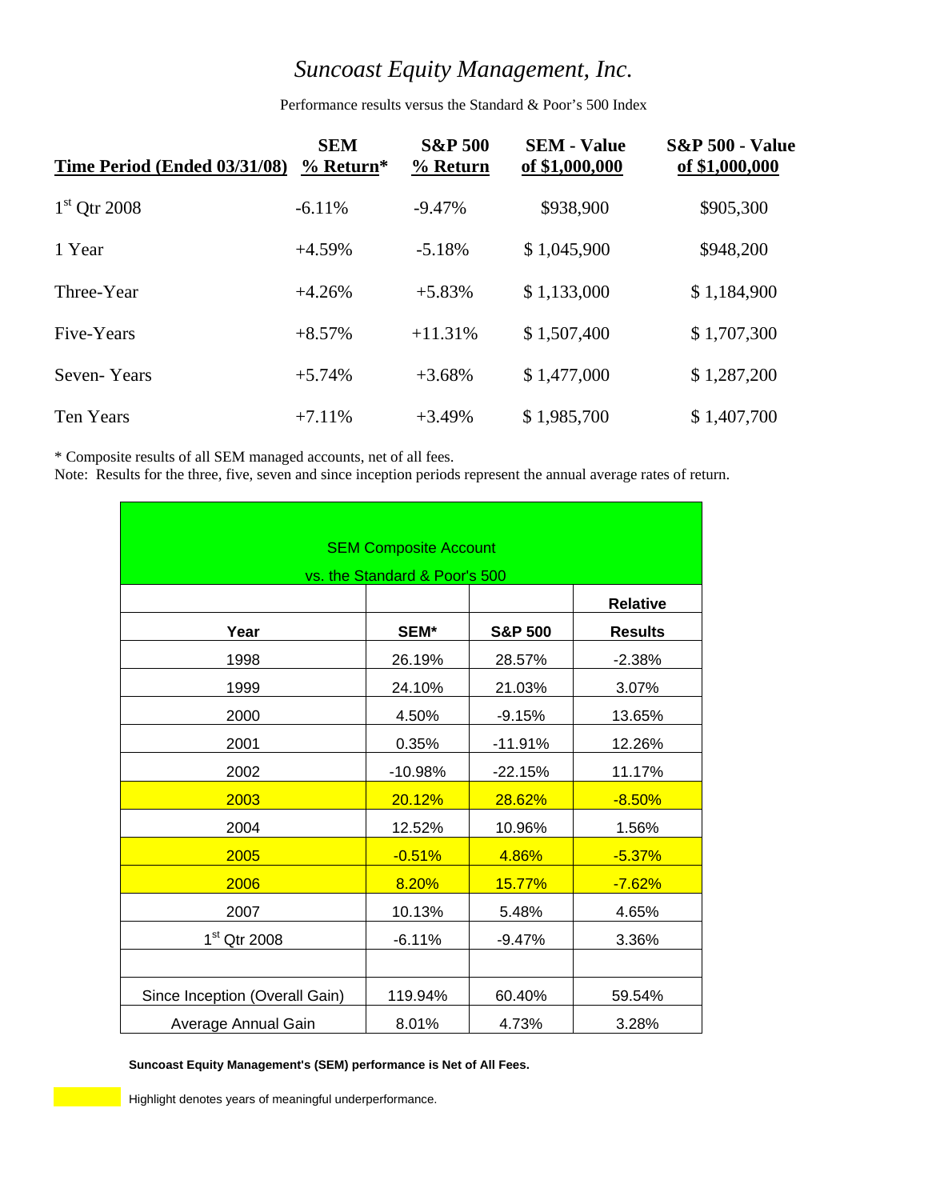# *Suncoast Equity Management, Inc.*

Performance results versus the Standard & Poor's 500 Index

| Time Period (Ended 03/31/08) | SEM % Return* | S&P 500 % Return | SEM - Value of $1,000,000 | S&P 500 - Value of $1,000,000 |
|---|---|---|---|---|
| 1st Qtr 2008 | -6.11% | -9.47% | $938,900 | $905,300 |
| 1 Year | +4.59% | -5.18% | $ 1,045,900 | $948,200 |
| Three-Year | +4.26% | +5.83% | $ 1,133,000 | $ 1,184,900 |
| Five-Years | +8.57% | +11.31% | $ 1,507,400 | $ 1,707,300 |
| Seven- Years | +5.74% | +3.68% | $ 1,477,000 | $ 1,287,200 |
| Ten Years | +7.11% | +3.49% | $ 1,985,700 | $ 1,407,700 |

\* Composite results of all SEM managed accounts, net of all fees.
Note: Results for the three, five, seven and since inception periods represent the annual average rates of return.

SEM Composite Account
vs. the Standard & Poor's 500

| Year | SEM* | S&P 500 | Relative Results |
|---|---|---|---|
| 1998 | 26.19% | 28.57% | -2.38% |
| 1999 | 24.10% | 21.03% | 3.07% |
| 2000 | 4.50% | -9.15% | 13.65% |
| 2001 | 0.35% | -11.91% | 12.26% |
| 2002 | -10.98% | -22.15% | 11.17% |
| 2003 | 20.12% | 28.62% | -8.50% |
| 2004 | 12.52% | 10.96% | 1.56% |
| 2005 | -0.51% | 4.86% | -5.37% |
| 2006 | 8.20% | 15.77% | -7.62% |
| 2007 | 10.13% | 5.48% | 4.65% |
| 1st Qtr 2008 | -6.11% | -9.47% | 3.36% |
| | | | |
| Since Inception (Overall Gain) | 119.94% | 60.40% | 59.54% |
| Average Annual Gain | 8.01% | 4.73% | 3.28% |

**Suncoast Equity Management's (SEM) performance is Net of All Fees.**

Highlight denotes years of meaningful underperformance.